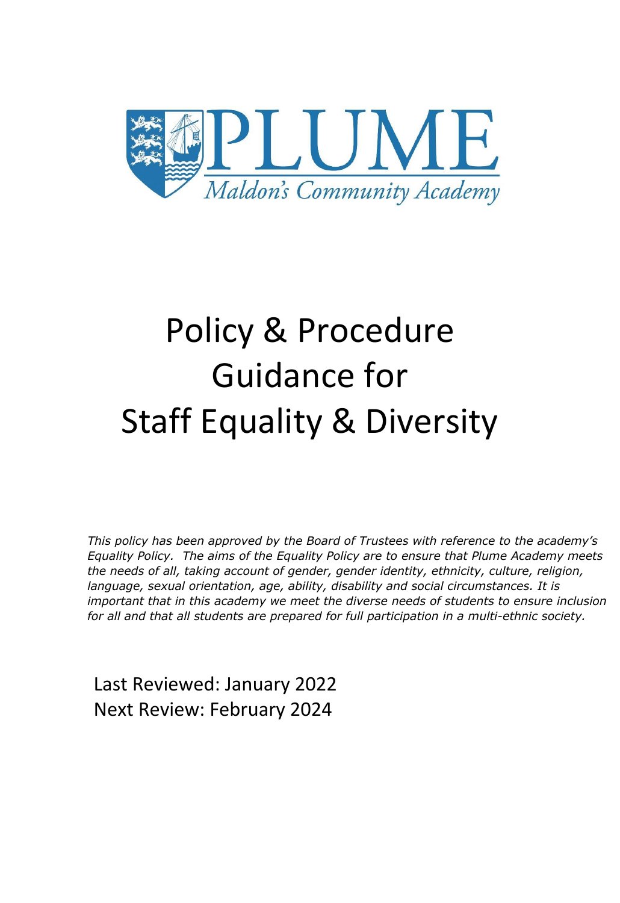PLUME

Maldon's Community Academy

# Policy & Procedure Guidance for Staff Equality & Diversity

*This policy has been approved by the Board of Trustees with reference to the academy's Equality Policy. The aims of the Equality Policy are to ensure that Plume Academy meets the needs of all, taking account of gender, gender identity, ethnicity, culture, religion, language, sexual orientation, age, ability, disability and social circumstances. It is important that in this academy we meet the diverse needs of students to ensure inclusion for all and that all students are prepared for full participation in a multi-ethnic society.*

Last Reviewed: January 2022
Next Review: February 2024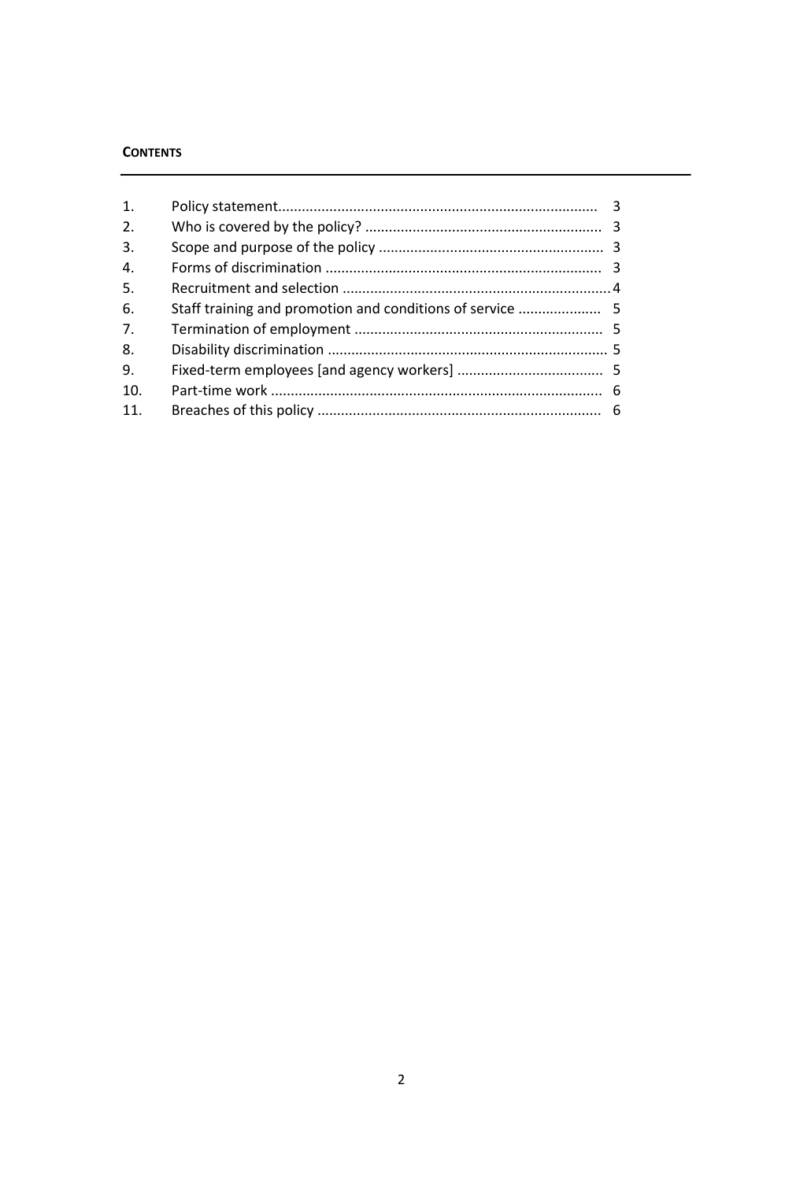**CONTENTS**

| | | |
|---|---|---|
| 1. | Policy statement | 3 |
| 2. | Who is covered by the policy? | 3 |
| 3. | Scope and purpose of the policy | 3 |
| 4. | Forms of discrimination | 3 |
| 5. | Recruitment and selection | 4 |
| 6. | Staff training and promotion and conditions of service | 5 |
| 7. | Termination of employment | 5 |
| 8. | Disability discrimination | 5 |
| 9. | Fixed-term employees [and agency workers] | 5 |
| 10. | Part-time work | 6 |
| 11. | Breaches of this policy | 6 |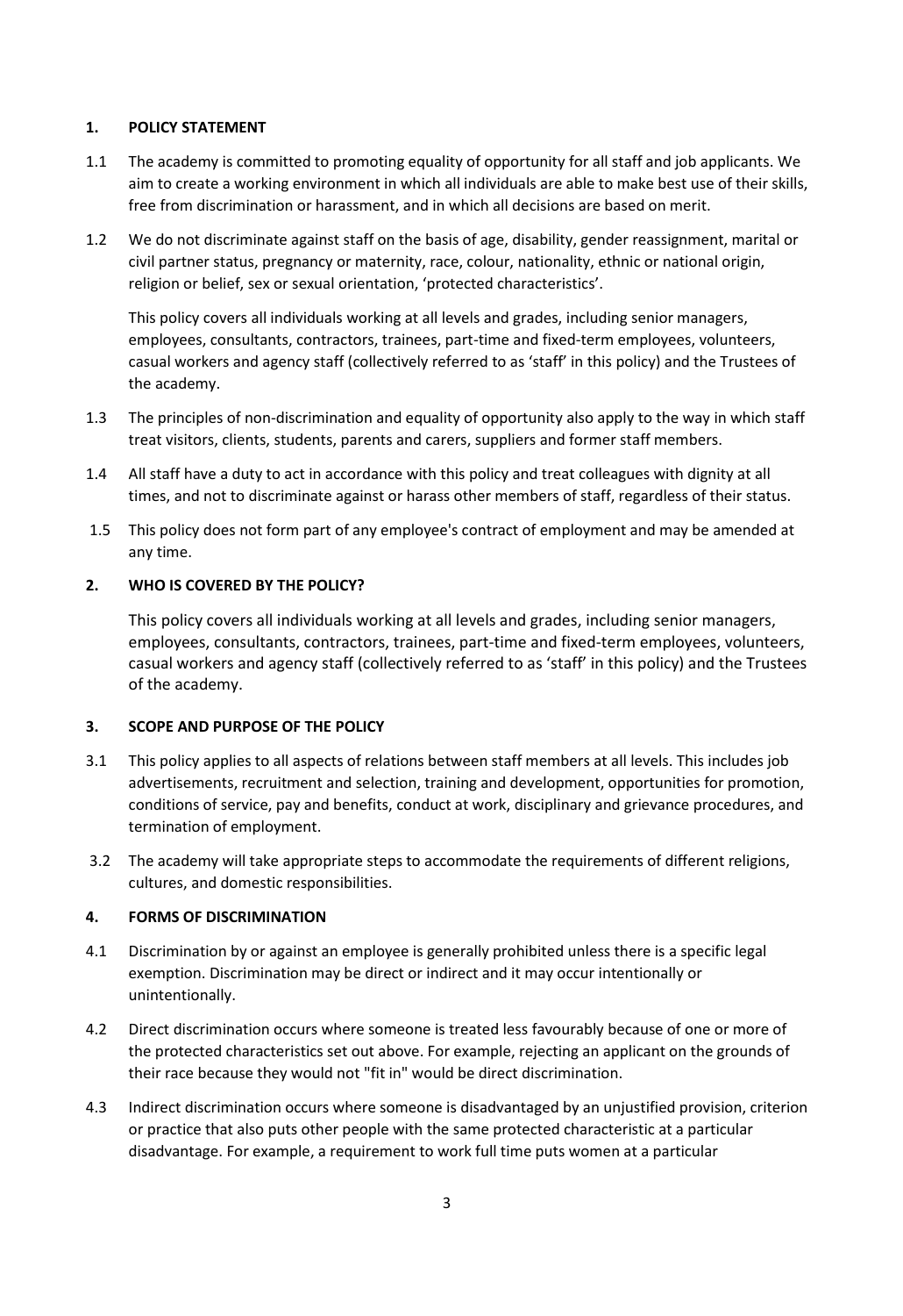## 1. POLICY STATEMENT

1.1 The academy is committed to promoting equality of opportunity for all staff and job applicants. We aim to create a working environment in which all individuals are able to make best use of their skills, free from discrimination or harassment, and in which all decisions are based on merit.

1.2 We do not discriminate against staff on the basis of age, disability, gender reassignment, marital or civil partner status, pregnancy or maternity, race, colour, nationality, ethnic or national origin, religion or belief, sex or sexual orientation, 'protected characteristics'.

This policy covers all individuals working at all levels and grades, including senior managers, employees, consultants, contractors, trainees, part-time and fixed-term employees, volunteers, casual workers and agency staff (collectively referred to as 'staff' in this policy) and the Trustees of the academy.

1.3 The principles of non-discrimination and equality of opportunity also apply to the way in which staff treat visitors, clients, students, parents and carers, suppliers and former staff members.

1.4 All staff have a duty to act in accordance with this policy and treat colleagues with dignity at all times, and not to discriminate against or harass other members of staff, regardless of their status.

1.5 This policy does not form part of any employee's contract of employment and may be amended at any time.

## 2. WHO IS COVERED BY THE POLICY?

This policy covers all individuals working at all levels and grades, including senior managers, employees, consultants, contractors, trainees, part-time and fixed-term employees, volunteers, casual workers and agency staff (collectively referred to as 'staff' in this policy) and the Trustees of the academy.

## 3. SCOPE AND PURPOSE OF THE POLICY

3.1 This policy applies to all aspects of relations between staff members at all levels. This includes job advertisements, recruitment and selection, training and development, opportunities for promotion, conditions of service, pay and benefits, conduct at work, disciplinary and grievance procedures, and termination of employment.

3.2 The academy will take appropriate steps to accommodate the requirements of different religions, cultures, and domestic responsibilities.

## 4. FORMS OF DISCRIMINATION

4.1 Discrimination by or against an employee is generally prohibited unless there is a specific legal exemption. Discrimination may be direct or indirect and it may occur intentionally or unintentionally.

4.2 Direct discrimination occurs where someone is treated less favourably because of one or more of the protected characteristics set out above. For example, rejecting an applicant on the grounds of their race because they would not "fit in" would be direct discrimination.

4.3 Indirect discrimination occurs where someone is disadvantaged by an unjustified provision, criterion or practice that also puts other people with the same protected characteristic at a particular disadvantage. For example, a requirement to work full time puts women at a particular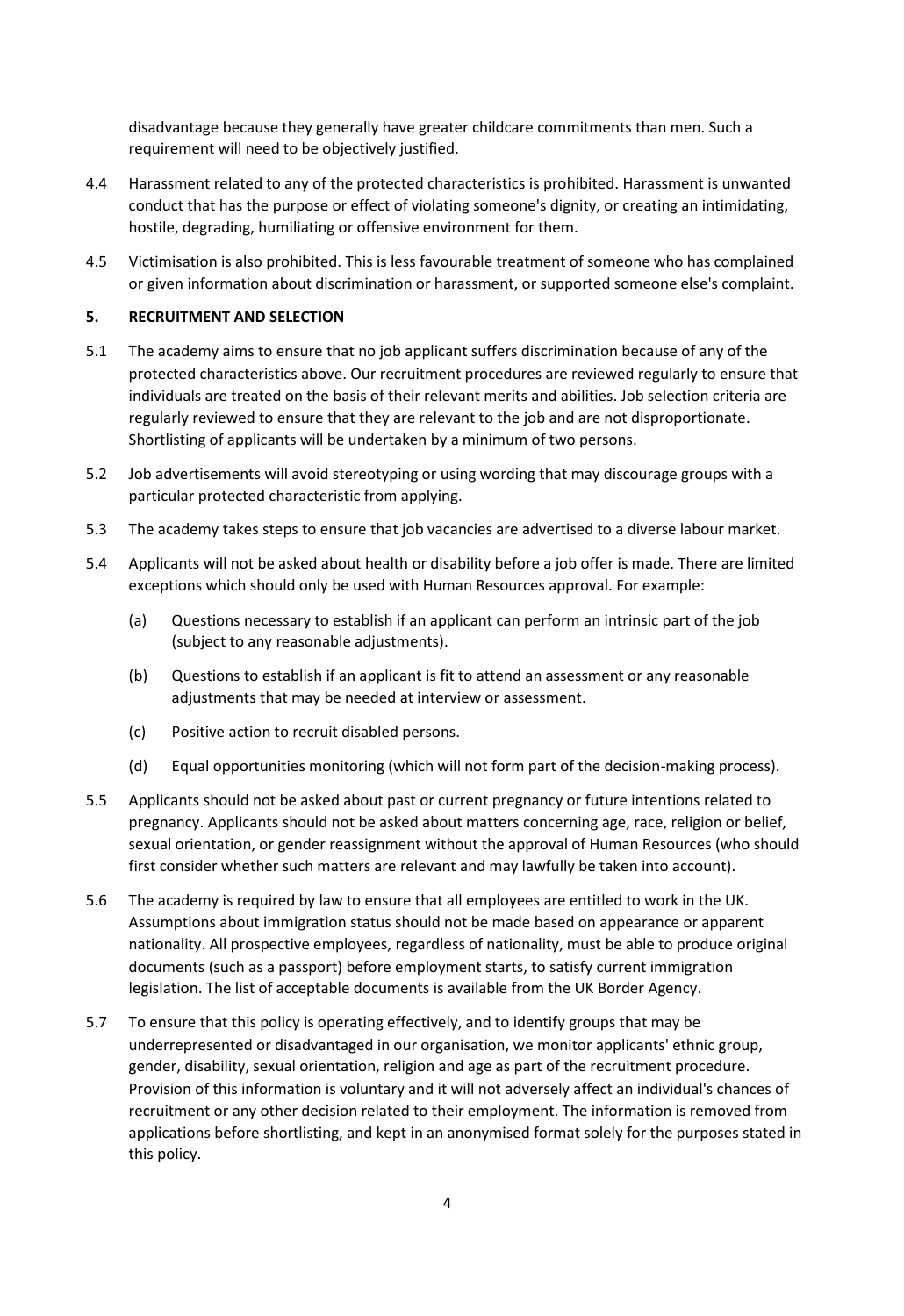disadvantage because they generally have greater childcare commitments than men. Such a requirement will need to be objectively justified.

4.4 Harassment related to any of the protected characteristics is prohibited. Harassment is unwanted conduct that has the purpose or effect of violating someone's dignity, or creating an intimidating, hostile, degrading, humiliating or offensive environment for them.

4.5 Victimisation is also prohibited. This is less favourable treatment of someone who has complained or given information about discrimination or harassment, or supported someone else's complaint.

## 5. RECRUITMENT AND SELECTION

5.1 The academy aims to ensure that no job applicant suffers discrimination because of any of the protected characteristics above. Our recruitment procedures are reviewed regularly to ensure that individuals are treated on the basis of their relevant merits and abilities. Job selection criteria are regularly reviewed to ensure that they are relevant to the job and are not disproportionate. Shortlisting of applicants will be undertaken by a minimum of two persons.

5.2 Job advertisements will avoid stereotyping or using wording that may discourage groups with a particular protected characteristic from applying.

5.3 The academy takes steps to ensure that job vacancies are advertised to a diverse labour market.

5.4 Applicants will not be asked about health or disability before a job offer is made. There are limited exceptions which should only be used with Human Resources approval. For example:

   (a) Questions necessary to establish if an applicant can perform an intrinsic part of the job (subject to any reasonable adjustments).

   (b) Questions to establish if an applicant is fit to attend an assessment or any reasonable adjustments that may be needed at interview or assessment.

   (c) Positive action to recruit disabled persons.

   (d) Equal opportunities monitoring (which will not form part of the decision-making process).

5.5 Applicants should not be asked about past or current pregnancy or future intentions related to pregnancy. Applicants should not be asked about matters concerning age, race, religion or belief, sexual orientation, or gender reassignment without the approval of Human Resources (who should first consider whether such matters are relevant and may lawfully be taken into account).

5.6 The academy is required by law to ensure that all employees are entitled to work in the UK. Assumptions about immigration status should not be made based on appearance or apparent nationality. All prospective employees, regardless of nationality, must be able to produce original documents (such as a passport) before employment starts, to satisfy current immigration legislation. The list of acceptable documents is available from the UK Border Agency.

5.7 To ensure that this policy is operating effectively, and to identify groups that may be underrepresented or disadvantaged in our organisation, we monitor applicants' ethnic group, gender, disability, sexual orientation, religion and age as part of the recruitment procedure. Provision of this information is voluntary and it will not adversely affect an individual's chances of recruitment or any other decision related to their employment. The information is removed from applications before shortlisting, and kept in an anonymised format solely for the purposes stated in this policy.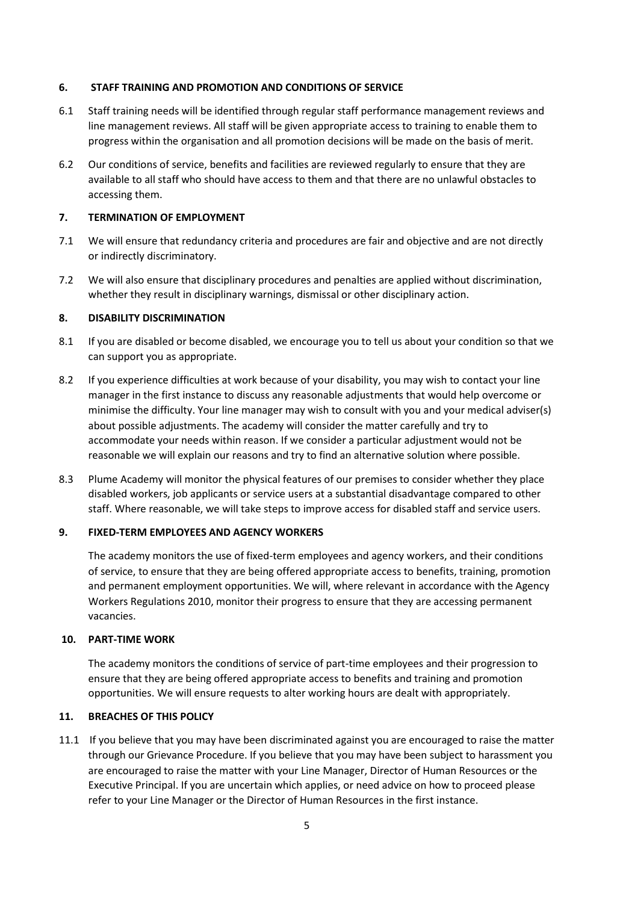## 6. STAFF TRAINING AND PROMOTION AND CONDITIONS OF SERVICE

6.1 Staff training needs will be identified through regular staff performance management reviews and line management reviews. All staff will be given appropriate access to training to enable them to progress within the organisation and all promotion decisions will be made on the basis of merit.

6.2 Our conditions of service, benefits and facilities are reviewed regularly to ensure that they are available to all staff who should have access to them and that there are no unlawful obstacles to accessing them.

## 7. TERMINATION OF EMPLOYMENT

7.1 We will ensure that redundancy criteria and procedures are fair and objective and are not directly or indirectly discriminatory.

7.2 We will also ensure that disciplinary procedures and penalties are applied without discrimination, whether they result in disciplinary warnings, dismissal or other disciplinary action.

## 8. DISABILITY DISCRIMINATION

8.1 If you are disabled or become disabled, we encourage you to tell us about your condition so that we can support you as appropriate.

8.2 If you experience difficulties at work because of your disability, you may wish to contact your line manager in the first instance to discuss any reasonable adjustments that would help overcome or minimise the difficulty. Your line manager may wish to consult with you and your medical adviser(s) about possible adjustments. The academy will consider the matter carefully and try to accommodate your needs within reason. If we consider a particular adjustment would not be reasonable we will explain our reasons and try to find an alternative solution where possible.

8.3 Plume Academy will monitor the physical features of our premises to consider whether they place disabled workers, job applicants or service users at a substantial disadvantage compared to other staff. Where reasonable, we will take steps to improve access for disabled staff and service users.

## 9. FIXED-TERM EMPLOYEES AND AGENCY WORKERS

The academy monitors the use of fixed-term employees and agency workers, and their conditions of service, to ensure that they are being offered appropriate access to benefits, training, promotion and permanent employment opportunities. We will, where relevant in accordance with the Agency Workers Regulations 2010, monitor their progress to ensure that they are accessing permanent vacancies.

## 10. PART-TIME WORK

The academy monitors the conditions of service of part-time employees and their progression to ensure that they are being offered appropriate access to benefits and training and promotion opportunities. We will ensure requests to alter working hours are dealt with appropriately.

## 11. BREACHES OF THIS POLICY

11.1 If you believe that you may have been discriminated against you are encouraged to raise the matter through our Grievance Procedure. If you believe that you may have been subject to harassment you are encouraged to raise the matter with your Line Manager, Director of Human Resources or the Executive Principal. If you are uncertain which applies, or need advice on how to proceed please refer to your Line Manager or the Director of Human Resources in the first instance.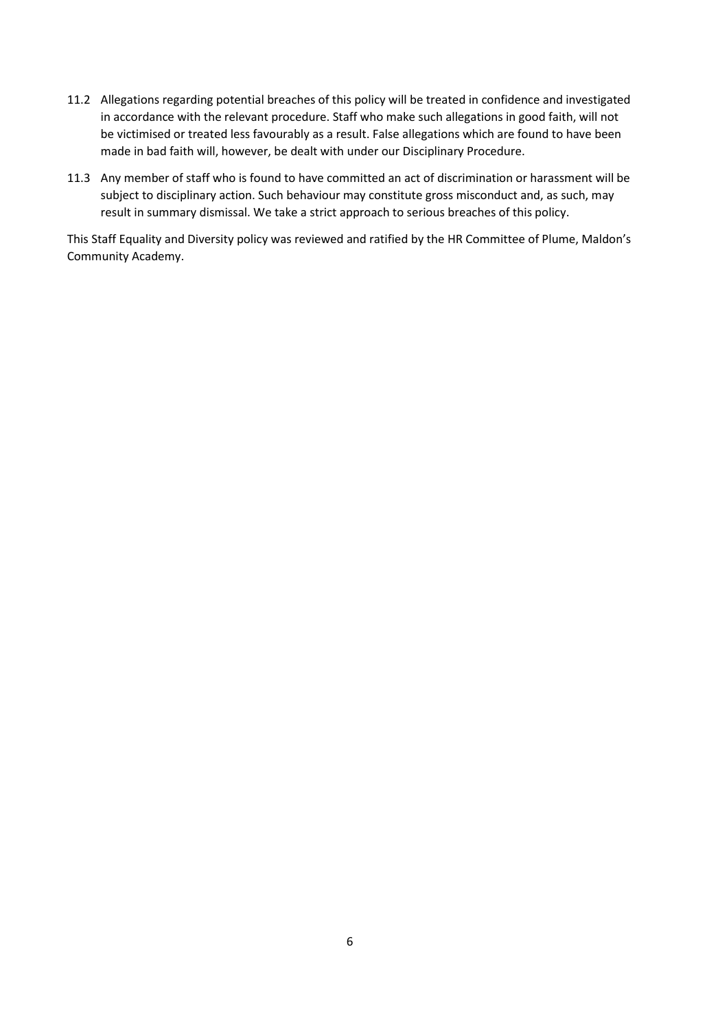11.2 Allegations regarding potential breaches of this policy will be treated in confidence and investigated in accordance with the relevant procedure. Staff who make such allegations in good faith, will not be victimised or treated less favourably as a result. False allegations which are found to have been made in bad faith will, however, be dealt with under our Disciplinary Procedure.

11.3 Any member of staff who is found to have committed an act of discrimination or harassment will be subject to disciplinary action. Such behaviour may constitute gross misconduct and, as such, may result in summary dismissal. We take a strict approach to serious breaches of this policy.

This Staff Equality and Diversity policy was reviewed and ratified by the HR Committee of Plume, Maldon's Community Academy.